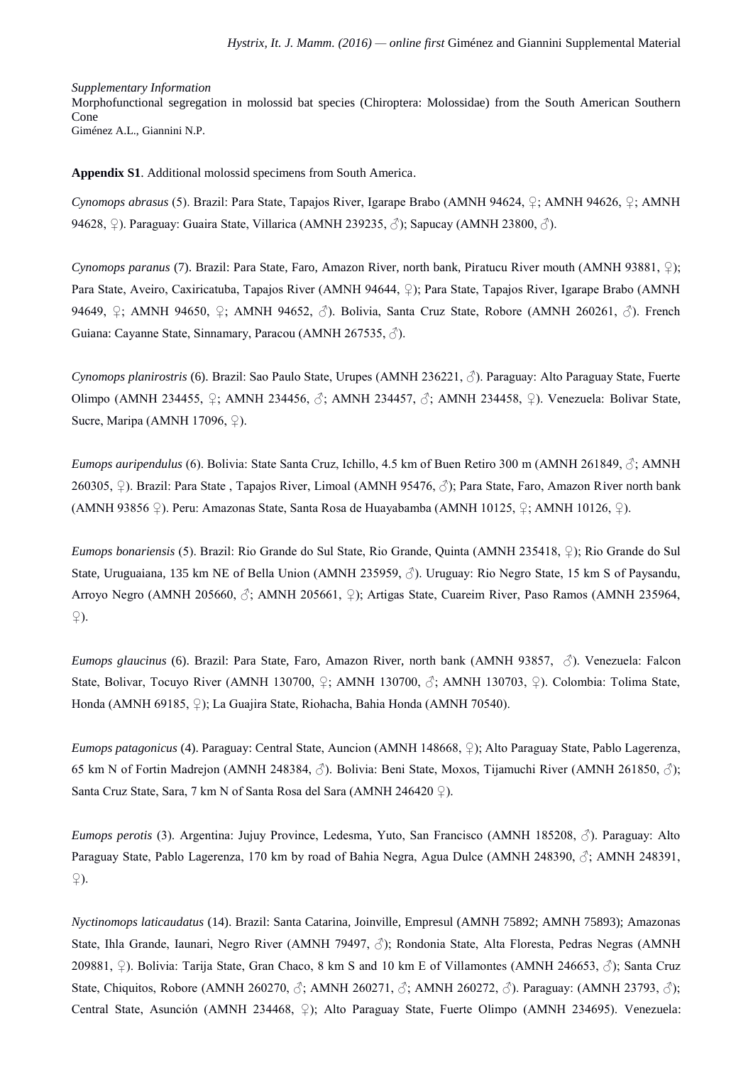*Supplementary Information*

Morphofunctional segregation in molossid bat species (Chiroptera: Molossidae) from the South American Southern Cone

Giménez A.L., Giannini N.P.

**Appendix S1**. Additional molossid specimens from South America.

*Cynomops abrasus* (5). Brazil: Para State, Tapajos River, Igarape Brabo (AMNH 94624, ♀; AMNH 94626, ♀; AMNH 94628, ♀). Paraguay: Guaira State, Villarica (AMNH 239235, ♂); Sapucay (AMNH 23800, ♂).

*Cynomops paranus* (7). Brazil: Para State, Faro, Amazon River, north bank, Piratucu River mouth (AMNH 93881, ♀); Para State, Aveiro, Caxiricatuba, Tapajos River (AMNH 94644, ♀); Para State, Tapajos River, Igarape Brabo (AMNH 94649, ♀; AMNH 94650, ♀; AMNH 94652, ♂). Bolivia, Santa Cruz State, Robore (AMNH 260261, ♂). French Guiana: Cayanne State, Sinnamary, Paracou (AMNH 267535, ♂).

*Cynomops planirostris* (6). Brazil: Sao Paulo State, Urupes (AMNH 236221, ♂). Paraguay: Alto Paraguay State, Fuerte Olimpo (AMNH 234455, ♀; AMNH 234456, ♂; AMNH 234457, ♂; AMNH 234458, ♀). Venezuela: Bolivar State, Sucre, Maripa (AMNH 17096, ♀).

*Eumops auripendulus* (6). Bolivia: State Santa Cruz, Ichillo, 4.5 km of Buen Retiro 300 m (AMNH 261849, ♂; AMNH 260305, ♀). Brazil: Para State , Tapajos River, Limoal (AMNH 95476, ♂); Para State, Faro, Amazon River north bank (AMNH 93856 ♀). Peru: Amazonas State, Santa Rosa de Huayabamba (AMNH 10125, ♀; AMNH 10126, ♀).

*Eumops bonariensis* (5). Brazil: Rio Grande do Sul State, Rio Grande, Quinta (AMNH 235418, ♀); Rio Grande do Sul State, Uruguaiana, 135 km NE of Bella Union (AMNH 235959, ♂). Uruguay: Rio Negro State, 15 km S of Paysandu, Arroyo Negro (AMNH 205660, ♂; AMNH 205661, ♀); Artigas State, Cuareim River, Paso Ramos (AMNH 235964, ♀).

*Eumops glaucinus* (6). Brazil: Para State, Faro, Amazon River, north bank (AMNH 93857, ♂). Venezuela: Falcon State, Bolivar, Tocuyo River (AMNH 130700, ♀; AMNH 130700, ♂; AMNH 130703, ♀). Colombia: Tolima State, Honda (AMNH 69185, ♀); La Guajira State, Riohacha, Bahia Honda (AMNH 70540).

*Eumops patagonicus* (4). Paraguay: Central State, Auncion (AMNH 148668, ♀); Alto Paraguay State, Pablo Lagerenza, 65 km N of Fortin Madrejon (AMNH 248384, ♂). Bolivia: Beni State, Moxos, Tijamuchi River (AMNH 261850, ♂); Santa Cruz State, Sara, 7 km N of Santa Rosa del Sara (AMNH 246420 ♀).

*Eumops perotis* (3). Argentina: Jujuy Province, Ledesma, Yuto, San Francisco (AMNH 185208, ♂). Paraguay: Alto Paraguay State, Pablo Lagerenza, 170 km by road of Bahia Negra, Agua Dulce (AMNH 248390, ♂; AMNH 248391, ♀).

*Nyctinomops laticaudatus* (14). Brazil: Santa Catarina, Joinville, Empresul (AMNH 75892; AMNH 75893); Amazonas State, Ihla Grande, Iaunari, Negro River (AMNH 79497, ♂); Rondonia State, Alta Floresta, Pedras Negras (AMNH 209881, ♀). Bolivia: Tarija State, Gran Chaco, 8 km S and 10 km E of Villamontes (AMNH 246653, ♂); Santa Cruz State, Chiquitos, Robore (AMNH 260270, ♂; AMNH 260271, ♂; AMNH 260272, ♂). Paraguay: (AMNH 23793, ♂); Central State, Asunción (AMNH 234468, ♀); Alto Paraguay State, Fuerte Olimpo (AMNH 234695). Venezuela: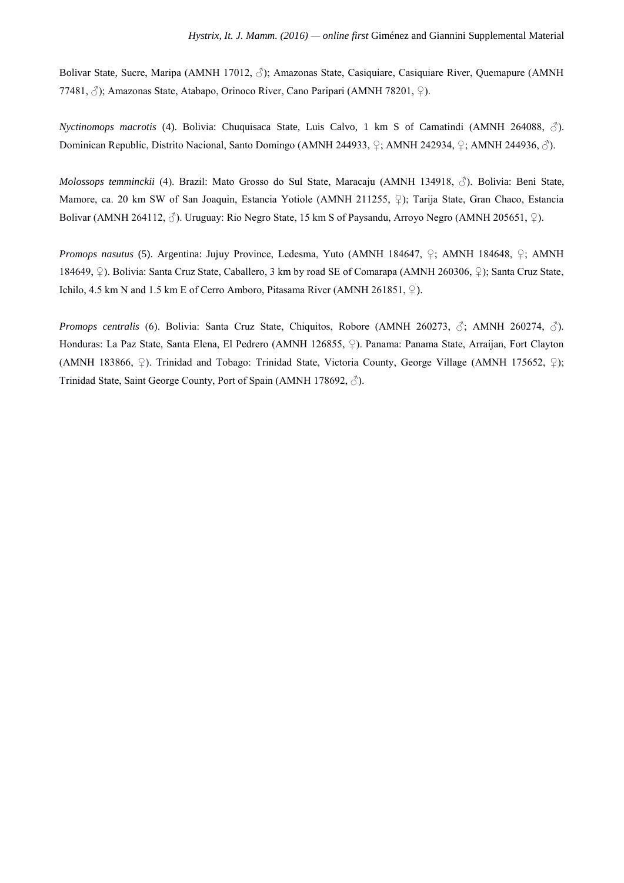Bolivar State, Sucre, Maripa (AMNH 17012, ♂); Amazonas State, Casiquiare, Casiquiare River, Quemapure (AMNH 77481, ♂); Amazonas State, Atabapo, Orinoco River, Cano Paripari (AMNH 78201, ♀).

*Nyctinomops macrotis* (4). Bolivia: Chuquisaca State, Luis Calvo, 1 km S of Camatindi (AMNH 264088, ♂). Dominican Republic, Distrito Nacional, Santo Domingo (AMNH 244933, ♀; AMNH 242934, ♀; AMNH 244936, ♂).

*Molossops temminckii* (4). Brazil: Mato Grosso do Sul State, Maracaju (AMNH 134918, ♂). Bolivia: Beni State, Mamore, ca. 20 km SW of San Joaquin, Estancia Yotiole (AMNH 211255, ♀); Tarija State, Gran Chaco, Estancia Bolivar (AMNH 264112, ♂). Uruguay: Rio Negro State, 15 km S of Paysandu, Arroyo Negro (AMNH 205651, ♀).

*Promops nasutus* (5). Argentina: Jujuy Province, Ledesma, Yuto (AMNH 184647, ♀; AMNH 184648, ♀; AMNH 184649, ♀). Bolivia: Santa Cruz State, Caballero, 3 km by road SE of Comarapa (AMNH 260306, ♀); Santa Cruz State, Ichilo, 4.5 km N and 1.5 km E of Cerro Amboro, Pitasama River (AMNH 261851, ♀).

*Promops centralis* (6). Bolivia: Santa Cruz State, Chiquitos, Robore (AMNH 260273, ♂; AMNH 260274, ♂). Honduras: La Paz State, Santa Elena, El Pedrero (AMNH 126855, ♀). Panama: Panama State, Arraijan, Fort Clayton (AMNH 183866, ♀). Trinidad and Tobago: Trinidad State, Victoria County, George Village (AMNH 175652, ♀); Trinidad State, Saint George County, Port of Spain (AMNH 178692, ♂).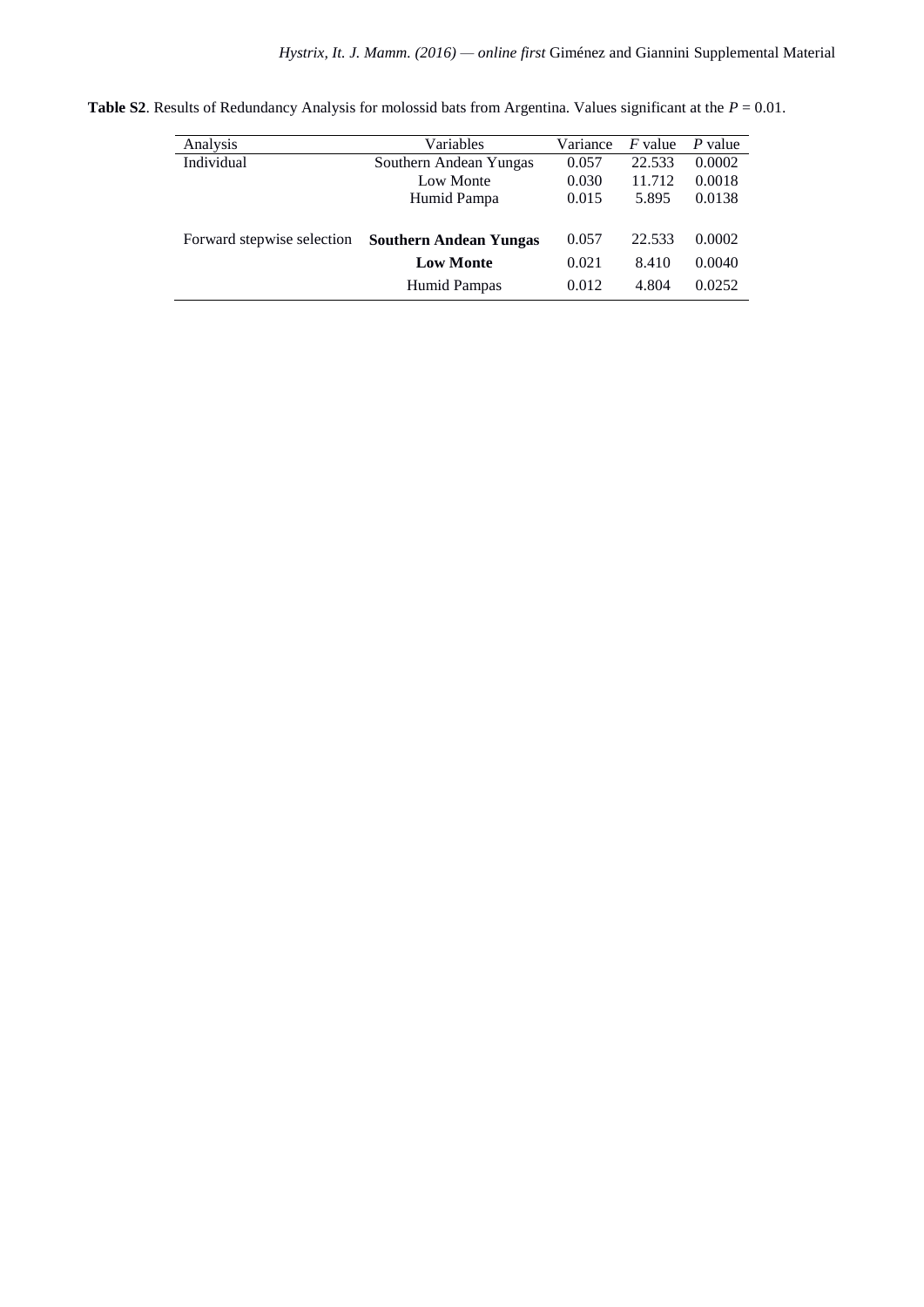**Table S2**. Results of Redundancy Analysis for molossid bats from Argentina. Values significant at the $P = 0.01$.

| Analysis | Variables | Variance | $F$ value | $P$ value |
|---|---|---|---|---|
| Individual | Southern Andean Yungas | 0.057 | 22.533 | 0.0002 |
| | Low Monte | 0.030 | 11.712 | 0.0018 |
| | Humid Pampa | 0.015 | 5.895 | 0.0138 |
| Forward stepwise selection | **Southern Andean Yungas** | 0.057 | 22.533 | 0.0002 |
| | **Low Monte** | 0.021 | 8.410 | 0.0040 |
| | Humid Pampas | 0.012 | 4.804 | 0.0252 |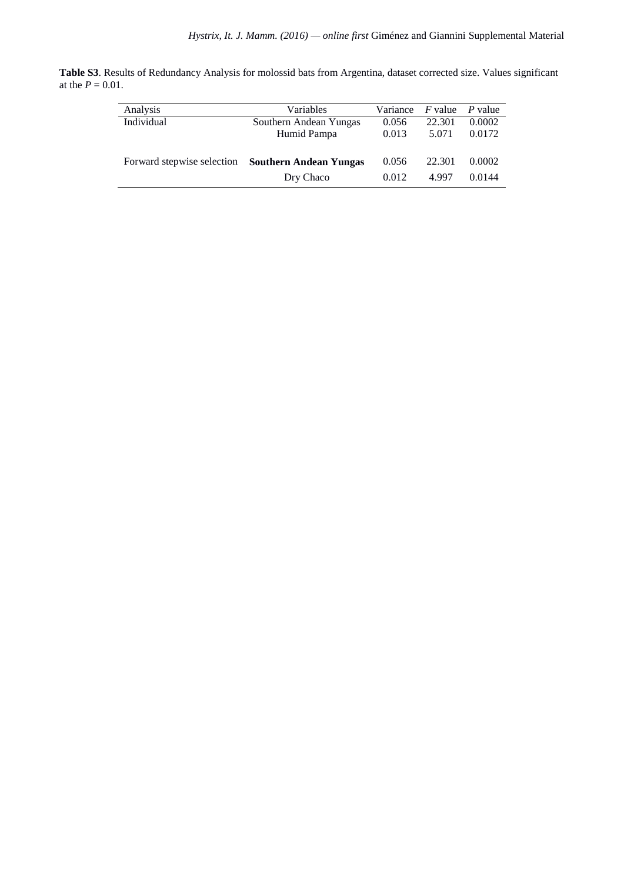**Table S3**. Results of Redundancy Analysis for molossid bats from Argentina, dataset corrected size. Values significant at the $P = 0.01$.

| Analysis | Variables | Variance | *F* value | *P* value |
|---|---|---|---|---|
| Individual | Southern Andean Yungas | 0.056 | 22.301 | 0.0002 |
| | Humid Pampa | 0.013 | 5.071 | 0.0172 |
| Forward stepwise selection | **Southern Andean Yungas** | 0.056 | 22.301 | 0.0002 |
| | Dry Chaco | 0.012 | 4.997 | 0.0144 |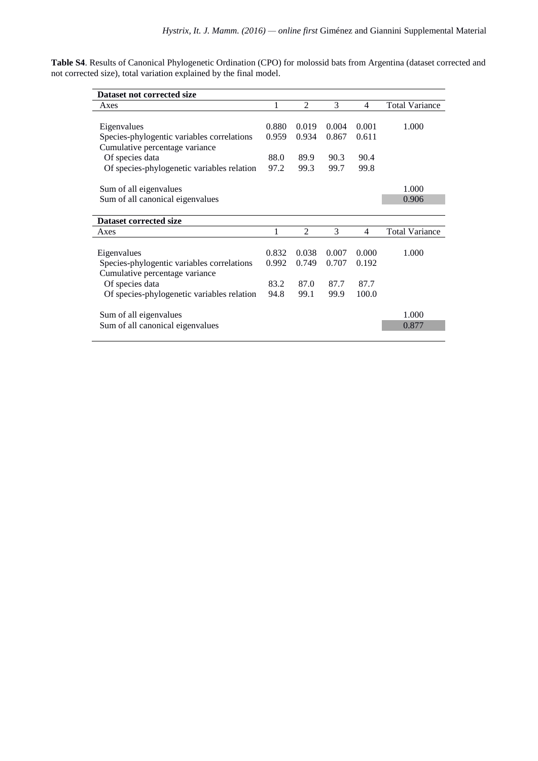**Table S4**. Results of Canonical Phylogenetic Ordination (CPO) for molossid bats from Argentina (dataset corrected and not corrected size), total variation explained by the final model.

| **Dataset not corrected size** | | | | | |
|---|---|---|---|---|---|
| Axes | 1 | 2 | 3 | 4 | Total Variance |
| Eigenvalues | 0.880 | 0.019 | 0.004 | 0.001 | 1.000 |
| Species-phylogentic variables correlations | 0.959 | 0.934 | 0.867 | 0.611 | |
| Cumulative percentage variance | | | | | |
| Of species data | 88.0 | 89.9 | 90.3 | 90.4 | |
| Of species-phylogenetic variables relation | 97.2 | 99.3 | 99.7 | 99.8 | |
| Sum of all eigenvalues | | | | | 1.000 |
| Sum of all canonical eigenvalues | | | | | 0.906 |

| **Dataset corrected size** | | | | | |
|---|---|---|---|---|---|
| Axes | 1 | 2 | 3 | 4 | Total Variance |
| Eigenvalues | 0.832 | 0.038 | 0.007 | 0.000 | 1.000 |
| Species-phylogentic variables correlations | 0.992 | 0.749 | 0.707 | 0.192 | |
| Cumulative percentage variance | | | | | |
| Of species data | 83.2 | 87.0 | 87.7 | 87.7 | |
| Of species-phylogenetic variables relation | 94.8 | 99.1 | 99.9 | 100.0 | |
| Sum of all eigenvalues | | | | | 1.000 |
| Sum of all canonical eigenvalues | | | | | 0.877 |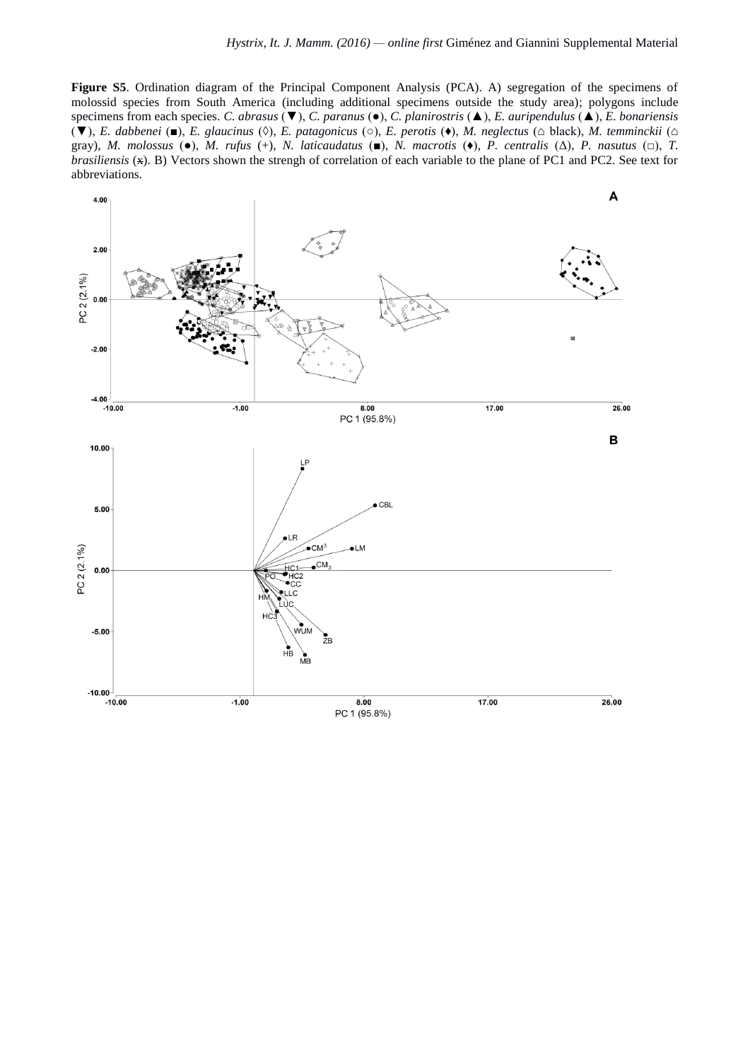**Figure S5**. Ordination diagram of the Principal Component Analysis (PCA). A) segregation of the specimens of molossid species from South America (including additional specimens outside the study area); polygons include specimens from each species. *C. abrasus* (▼), *C. paranus* (●), *C. planirostris* (▲), *E. auripendulus* (▲), *E. bonariensis* (▼), *E. dabbenei* (■), *E. glaucinus* (◊), *E. patagonicus* (○), *E. perotis* (♦), *M. neglectus* (⌂ black), *M. temminckii* (⌂ gray), *M. molossus* (●), *M. rufus* (+), *N. laticaudatus* (■), *N. macrotis* (♦), *P. centralis* (Δ), *P. nasutus* (□), *T. brasiliensis* (x). B) Vectors shown the strengh of correlation of each variable to the plane of PC1 and PC2. See text for abbreviations.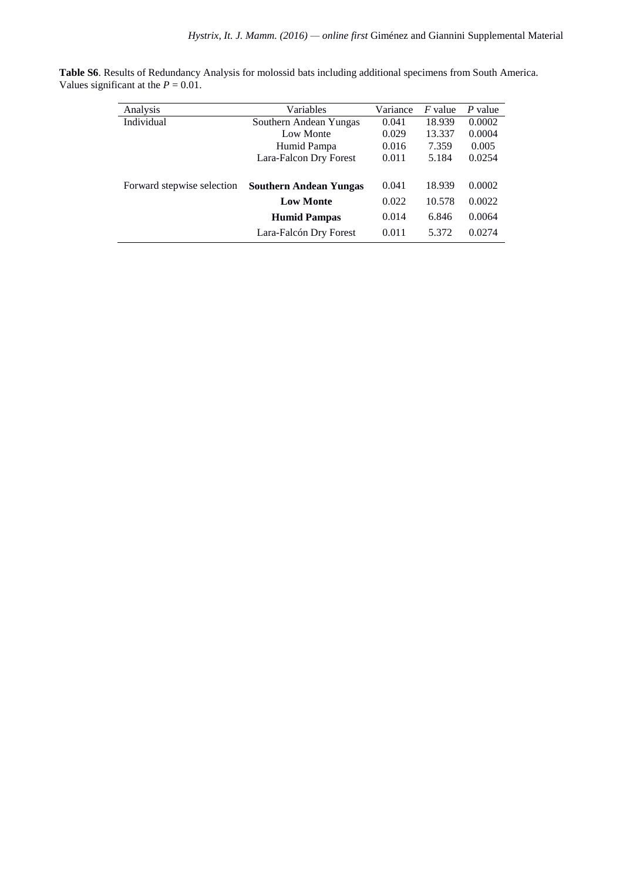**Table S6**. Results of Redundancy Analysis for molossid bats including additional specimens from South America. Values significant at the $P = 0.01$.

| Analysis | Variables | Variance | *F* value | *P* value |
|---|---|---|---|---|
| Individual | Southern Andean Yungas | 0.041 | 18.939 | 0.0002 |
| | Low Monte | 0.029 | 13.337 | 0.0004 |
| | Humid Pampa | 0.016 | 7.359 | 0.005 |
| | Lara-Falcon Dry Forest | 0.011 | 5.184 | 0.0254 |
| Forward stepwise selection | **Southern Andean Yungas** | 0.041 | 18.939 | 0.0002 |
| | **Low Monte** | 0.022 | 10.578 | 0.0022 |
| | **Humid Pampas** | 0.014 | 6.846 | 0.0064 |
| | Lara-Falcón Dry Forest | 0.011 | 5.372 | 0.0274 |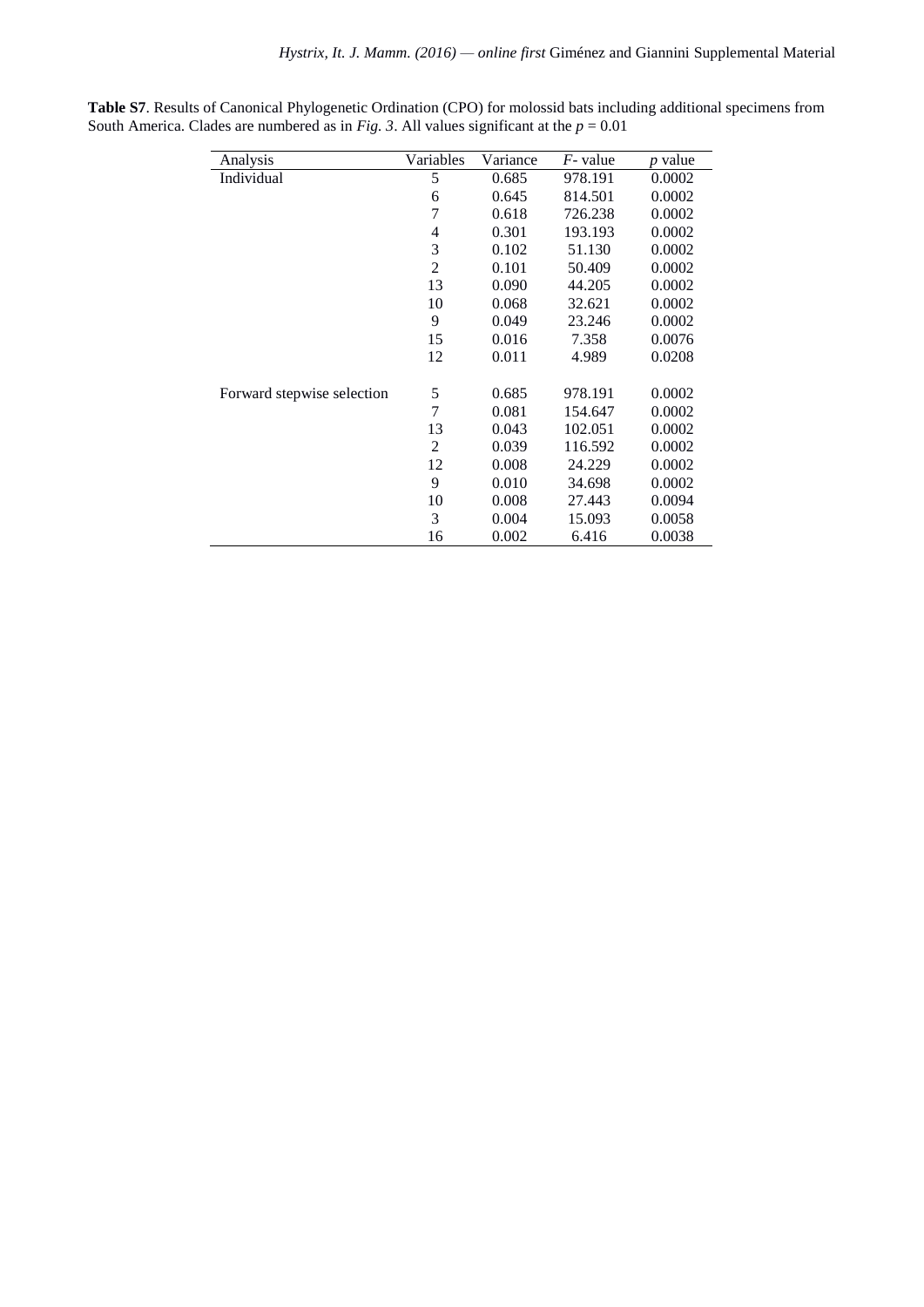**Table S7**. Results of Canonical Phylogenetic Ordination (CPO) for molossid bats including additional specimens from South America. Clades are numbered as in *Fig. 3*. All values significant at the $p = 0.01$

| Analysis | Variables | Variance | *F*- value | *p* value |
|---|---|---|---|---|
| Individual | 5 | 0.685 | 978.191 | 0.0002 |
| | 6 | 0.645 | 814.501 | 0.0002 |
| | 7 | 0.618 | 726.238 | 0.0002 |
| | 4 | 0.301 | 193.193 | 0.0002 |
| | 3 | 0.102 | 51.130 | 0.0002 |
| | 2 | 0.101 | 50.409 | 0.0002 |
| | 13 | 0.090 | 44.205 | 0.0002 |
| | 10 | 0.068 | 32.621 | 0.0002 |
| | 9 | 0.049 | 23.246 | 0.0002 |
| | 15 | 0.016 | 7.358 | 0.0076 |
| | 12 | 0.011 | 4.989 | 0.0208 |
| Forward stepwise selection | 5 | 0.685 | 978.191 | 0.0002 |
| | 7 | 0.081 | 154.647 | 0.0002 |
| | 13 | 0.043 | 102.051 | 0.0002 |
| | 2 | 0.039 | 116.592 | 0.0002 |
| | 12 | 0.008 | 24.229 | 0.0002 |
| | 9 | 0.010 | 34.698 | 0.0002 |
| | 10 | 0.008 | 27.443 | 0.0094 |
| | 3 | 0.004 | 15.093 | 0.0058 |
| | 16 | 0.002 | 6.416 | 0.0038 |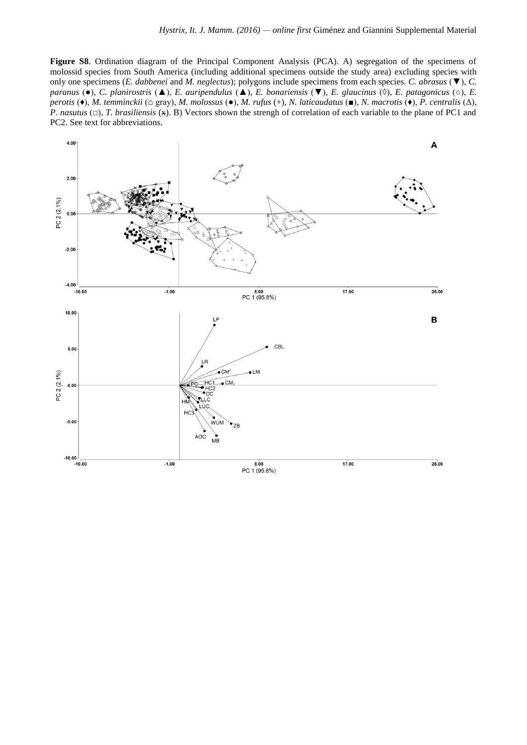**Figure S8**. Ordination diagram of the Principal Component Analysis (PCA). A) segregation of the specimens of molossid species from South America (including additional specimens outside the study area) excluding species with only one specimens (*E. dabbenei* and *M. neglectus*); polygons include specimens from each species. *C. abrasus* (▼), *C. paranus* (●), *C. planirostris* (▲), *E. auripendulus* (▲), *E. bonariensis* (▼), *E. glaucinus* (◊), *E. patagonicus* (○), *E. perotis* (♦), *M. temminckii* (⌂ gray), *M. molossus* (●), *M. rufus* (+), *N. laticaudatus* (■), *N. macrotis* (♦), *P. centralis* (Δ), *P. nasutus* (□), *T. brasiliensis* (x̶). B) Vectors shown the strengh of correlation of each variable to the plane of PC1 and PC2. See text for abbreviations.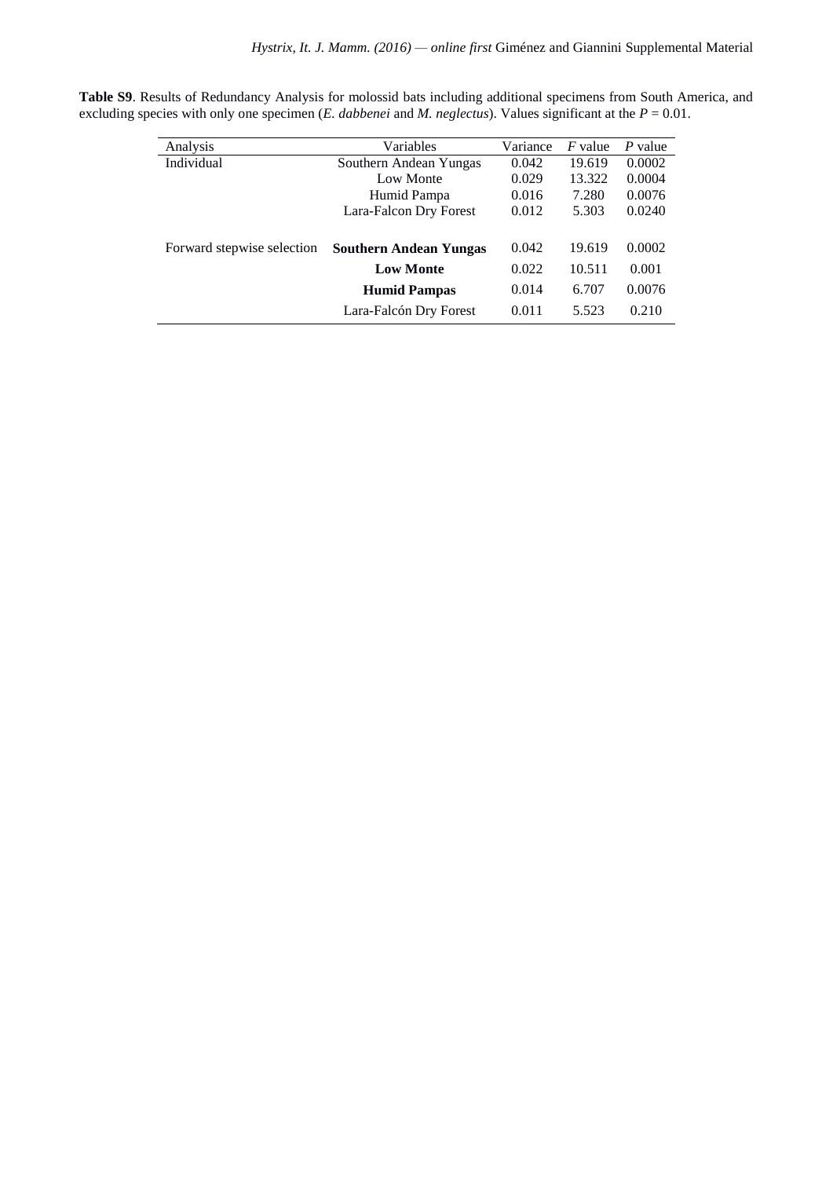**Table S9**. Results of Redundancy Analysis for molossid bats including additional specimens from South America, and excluding species with only one specimen (*E. dabbenei* and *M. neglectus*). Values significant at the $P = 0.01$.

| Analysis | Variables | Variance | *F* value | *P* value |
|---|---|---|---|---|
| Individual | Southern Andean Yungas | 0.042 | 19.619 | 0.0002 |
| | Low Monte | 0.029 | 13.322 | 0.0004 |
| | Humid Pampa | 0.016 | 7.280 | 0.0076 |
| | Lara-Falcon Dry Forest | 0.012 | 5.303 | 0.0240 |
| Forward stepwise selection | **Southern Andean Yungas** | 0.042 | 19.619 | 0.0002 |
| | **Low Monte** | 0.022 | 10.511 | 0.001 |
| | **Humid Pampas** | 0.014 | 6.707 | 0.0076 |
| | Lara-Falcón Dry Forest | 0.011 | 5.523 | 0.210 |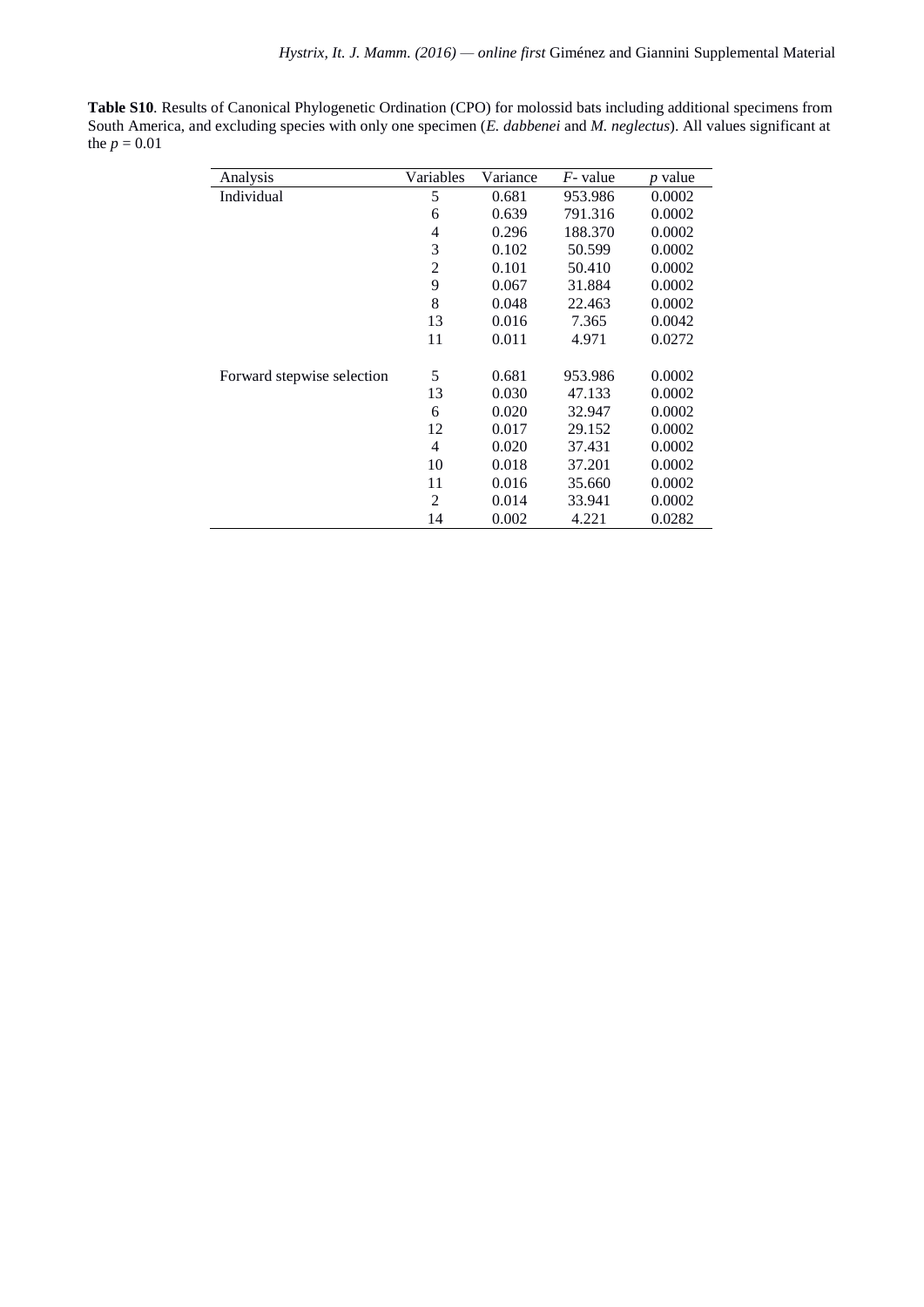**Table S10**. Results of Canonical Phylogenetic Ordination (CPO) for molossid bats including additional specimens from South America, and excluding species with only one specimen (*E. dabbenei* and *M. neglectus*). All values significant at the $p = 0.01$

| Analysis | Variables | Variance | *F*- value | *p* value |
|---|---|---|---|---|
| Individual | 5 | 0.681 | 953.986 | 0.0002 |
| | 6 | 0.639 | 791.316 | 0.0002 |
| | 4 | 0.296 | 188.370 | 0.0002 |
| | 3 | 0.102 | 50.599 | 0.0002 |
| | 2 | 0.101 | 50.410 | 0.0002 |
| | 9 | 0.067 | 31.884 | 0.0002 |
| | 8 | 0.048 | 22.463 | 0.0002 |
| | 13 | 0.016 | 7.365 | 0.0042 |
| | 11 | 0.011 | 4.971 | 0.0272 |
| | | | | |
| Forward stepwise selection | 5 | 0.681 | 953.986 | 0.0002 |
| | 13 | 0.030 | 47.133 | 0.0002 |
| | 6 | 0.020 | 32.947 | 0.0002 |
| | 12 | 0.017 | 29.152 | 0.0002 |
| | 4 | 0.020 | 37.431 | 0.0002 |
| | 10 | 0.018 | 37.201 | 0.0002 |
| | 11 | 0.016 | 35.660 | 0.0002 |
| | 2 | 0.014 | 33.941 | 0.0002 |
| | 14 | 0.002 | 4.221 | 0.0282 |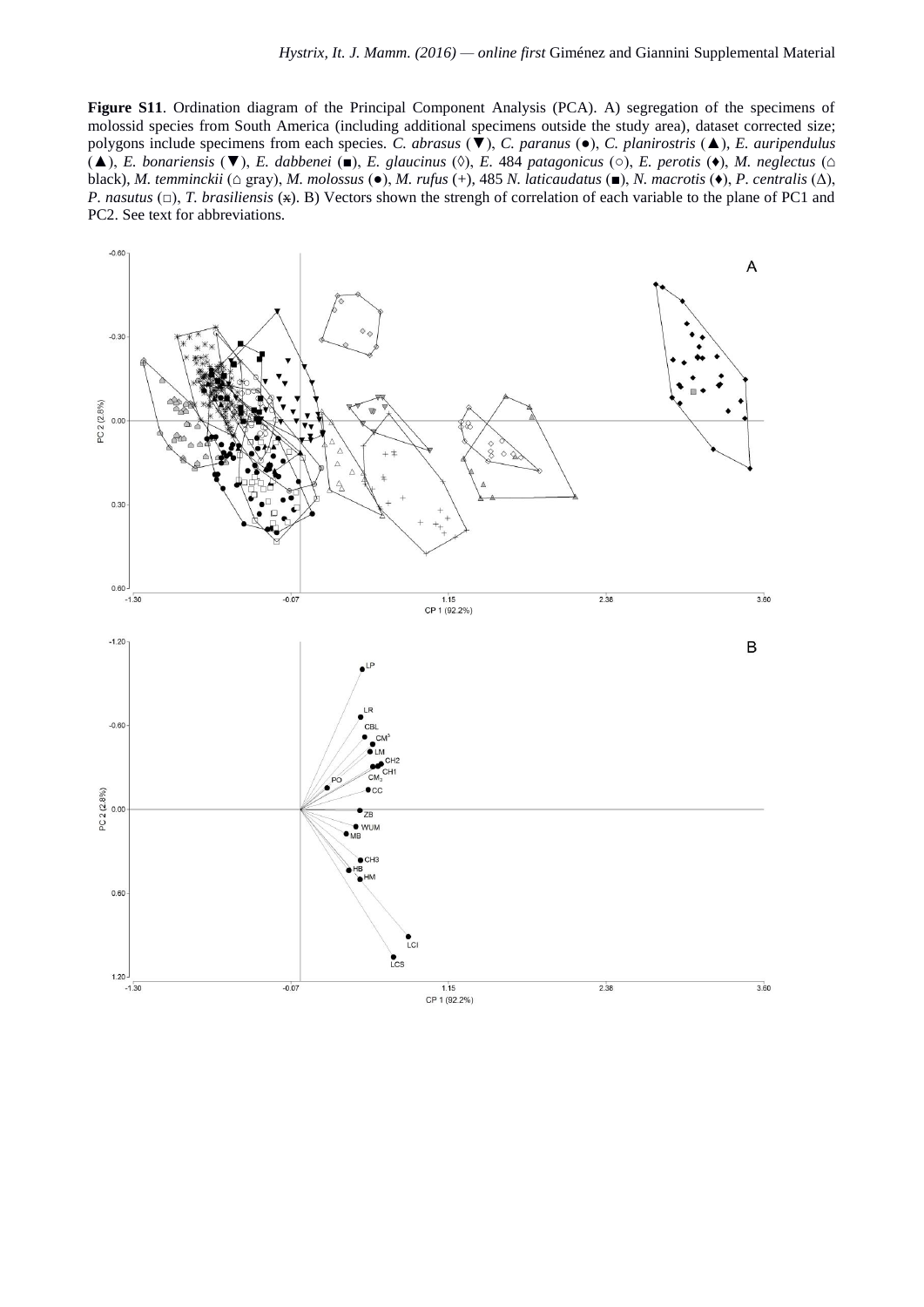**Figure S11**. Ordination diagram of the Principal Component Analysis (PCA). A) segregation of the specimens of molossid species from South America (including additional specimens outside the study area), dataset corrected size; polygons include specimens from each species. *C. abrasus* (▼), *C. paranus* (●), *C. planirostris* (▲), *E. auripendulus* (▲), *E. bonariensis* (▼), *E. dabbenei* (■), *E. glaucinus* (◊), *E.* 484 *patagonicus* (○), *E. perotis* (♦), *M. neglectus* (⌂ black), *M. temminckii* (⌂ gray), *M. molossus* (●), *M. rufus* (+), 485 *N. laticaudatus* (■), *N. macrotis* (♦), *P. centralis* (Δ), *P. nasutus* (□), *T. brasiliensis* (x). B) Vectors shown the strengh of correlation of each variable to the plane of PC1 and PC2. See text for abbreviations.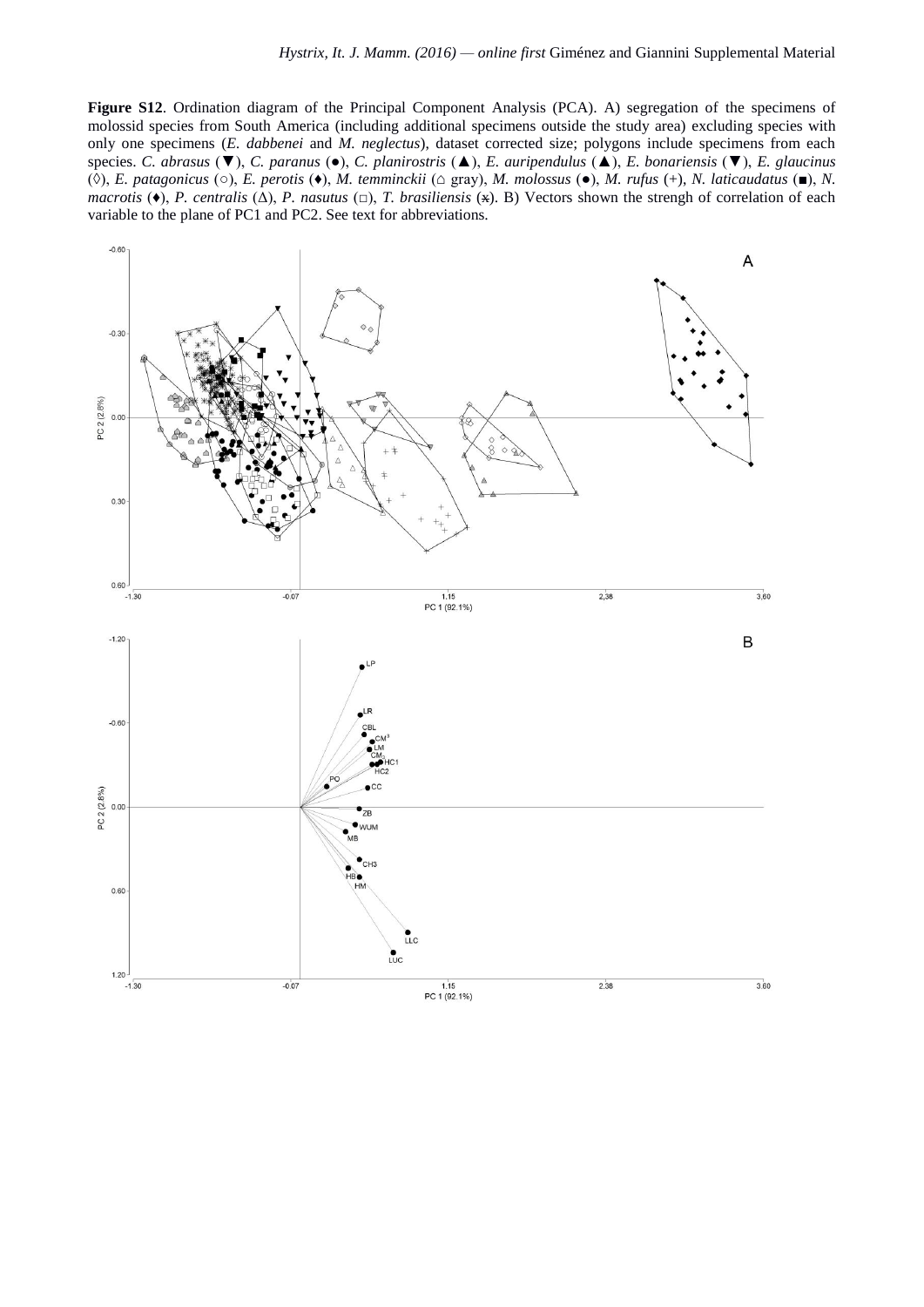**Figure S12**. Ordination diagram of the Principal Component Analysis (PCA). A) segregation of the specimens of molossid species from South America (including additional specimens outside the study area) excluding species with only one specimens (*E. dabbenei* and *M. neglectus*), dataset corrected size; polygons include specimens from each species. *C. abrasus* (▼), *C. paranus* (●), *C. planirostris* (▲), *E. auripendulus* (▲), *E. bonariensis* (▼), *E. glaucinus* (◊), *E. patagonicus* (○), *E. perotis* (♦), *M. temminckii* (⌂ gray), *M. molossus* (●), *M. rufus* (+), *N. laticaudatus* (■), *N. macrotis* (♦), *P. centralis* (Δ), *P. nasutus* (□), *T. brasiliensis* (⋇). B) Vectors shown the strengh of correlation of each variable to the plane of PC1 and PC2. See text for abbreviations.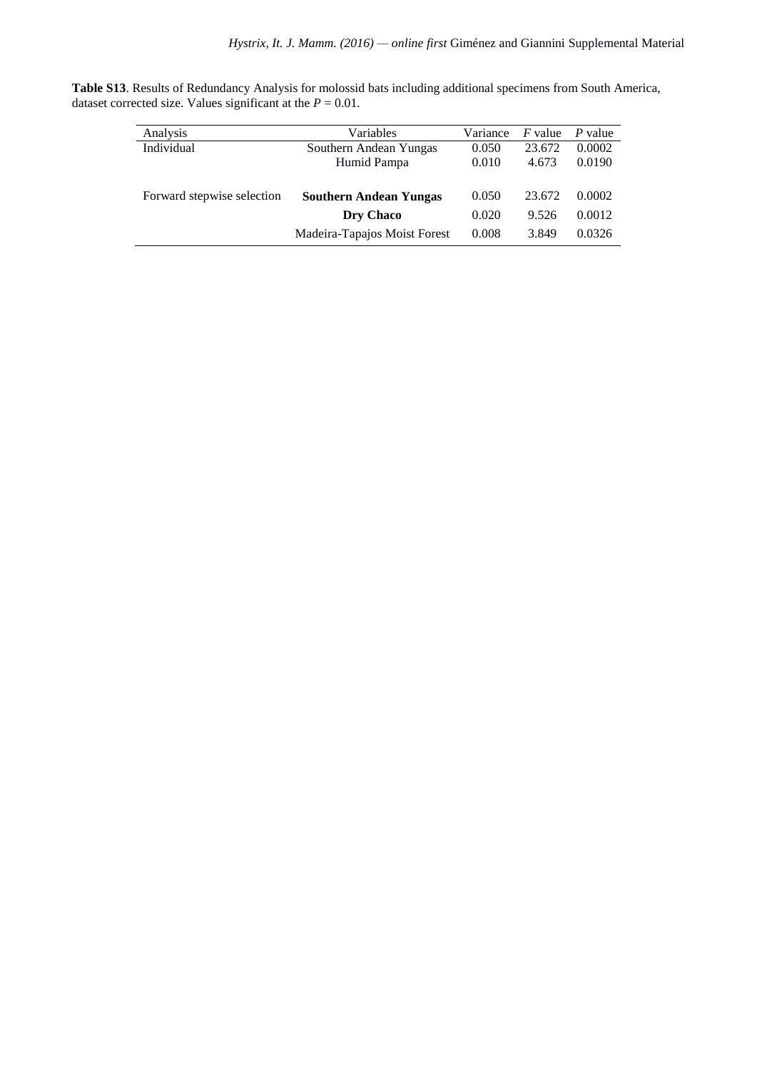**Table S13**. Results of Redundancy Analysis for molossid bats including additional specimens from South America, dataset corrected size. Values significant at the $P = 0.01$.

| Analysis | Variables | Variance | $F$ value | $P$ value |
|---|---|---|---|---|
| Individual | Southern Andean Yungas | 0.050 | 23.672 | 0.0002 |
| | Humid Pampa | 0.010 | 4.673 | 0.0190 |
| Forward stepwise selection | **Southern Andean Yungas** | 0.050 | 23.672 | 0.0002 |
| | **Dry Chaco** | 0.020 | 9.526 | 0.0012 |
| | Madeira-Tapajos Moist Forest | 0.008 | 3.849 | 0.0326 |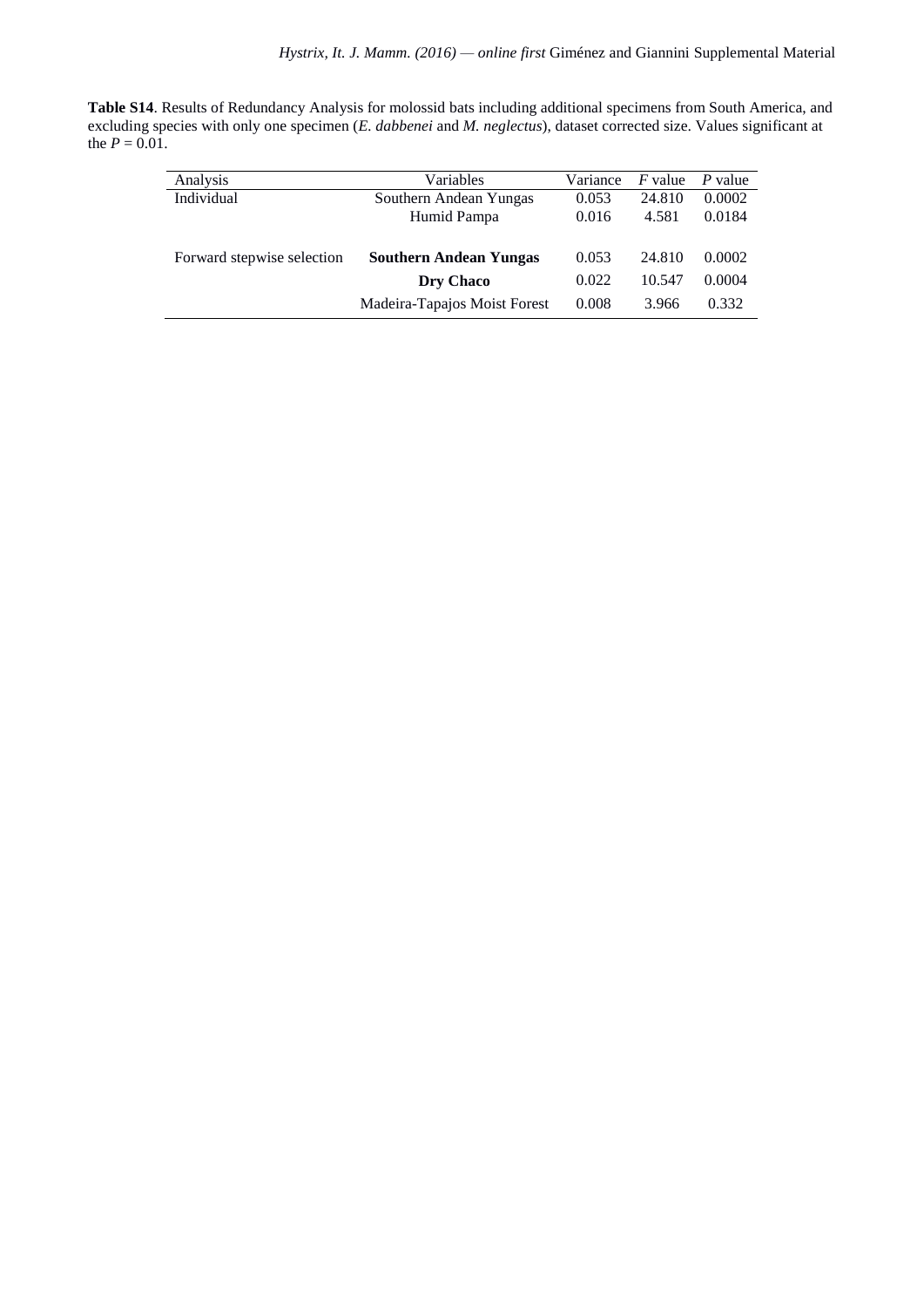**Table S14**. Results of Redundancy Analysis for molossid bats including additional specimens from South America, and excluding species with only one specimen (*E. dabbenei* and *M. neglectus*), dataset corrected size. Values significant at the $P = 0.01$.

| Analysis | Variables | Variance | *F* value | *P* value |
|---|---|---|---|---|
| Individual | Southern Andean Yungas | 0.053 | 24.810 | 0.0002 |
| | Humid Pampa | 0.016 | 4.581 | 0.0184 |
| Forward stepwise selection | **Southern Andean Yungas** | 0.053 | 24.810 | 0.0002 |
| | **Dry Chaco** | 0.022 | 10.547 | 0.0004 |
| | Madeira-Tapajos Moist Forest | 0.008 | 3.966 | 0.332 |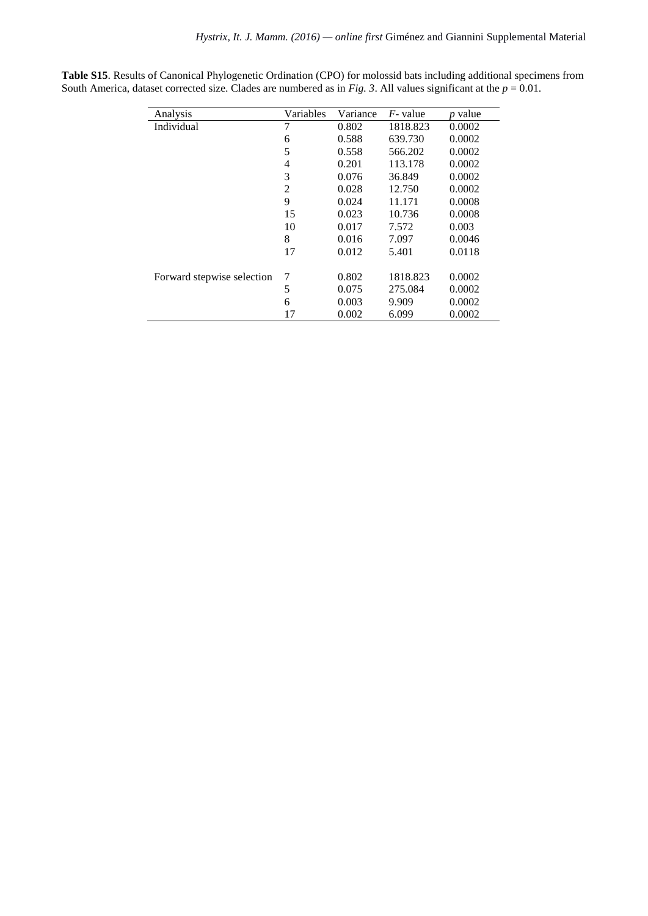**Table S15**. Results of Canonical Phylogenetic Ordination (CPO) for molossid bats including additional specimens from South America, dataset corrected size. Clades are numbered as in *Fig. 3*. All values significant at the $p = 0.01$.

| Analysis | Variables | Variance | *F*- value | *p* value |
|---|---|---|---|---|
| Individual | 7 | 0.802 | 1818.823 | 0.0002 |
| | 6 | 0.588 | 639.730 | 0.0002 |
| | 5 | 0.558 | 566.202 | 0.0002 |
| | 4 | 0.201 | 113.178 | 0.0002 |
| | 3 | 0.076 | 36.849 | 0.0002 |
| | 2 | 0.028 | 12.750 | 0.0002 |
| | 9 | 0.024 | 11.171 | 0.0008 |
| | 15 | 0.023 | 10.736 | 0.0008 |
| | 10 | 0.017 | 7.572 | 0.003 |
| | 8 | 0.016 | 7.097 | 0.0046 |
| | 17 | 0.012 | 5.401 | 0.0118 |
| | | | | |
| Forward stepwise selection | 7 | 0.802 | 1818.823 | 0.0002 |
| | 5 | 0.075 | 275.084 | 0.0002 |
| | 6 | 0.003 | 9.909 | 0.0002 |
| | 17 | 0.002 | 6.099 | 0.0002 |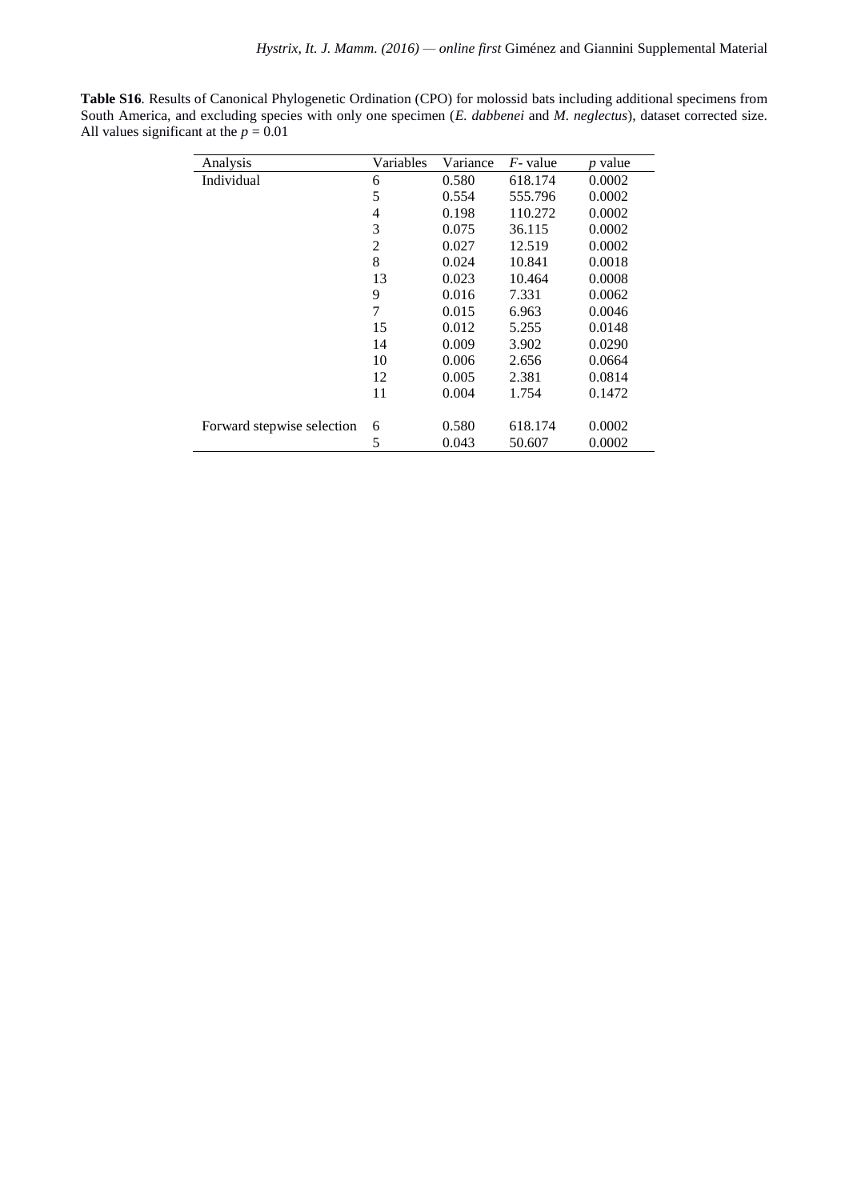**Table S16**. Results of Canonical Phylogenetic Ordination (CPO) for molossid bats including additional specimens from South America, and excluding species with only one specimen (*E. dabbenei* and *M. neglectus*), dataset corrected size. All values significant at the $p = 0.01$

| Analysis | Variables | Variance | *F*- value | *p* value |
|---|---|---|---|---|
| Individual | 6 | 0.580 | 618.174 | 0.0002 |
| | 5 | 0.554 | 555.796 | 0.0002 |
| | 4 | 0.198 | 110.272 | 0.0002 |
| | 3 | 0.075 | 36.115 | 0.0002 |
| | 2 | 0.027 | 12.519 | 0.0002 |
| | 8 | 0.024 | 10.841 | 0.0018 |
| | 13 | 0.023 | 10.464 | 0.0008 |
| | 9 | 0.016 | 7.331 | 0.0062 |
| | 7 | 0.015 | 6.963 | 0.0046 |
| | 15 | 0.012 | 5.255 | 0.0148 |
| | 14 | 0.009 | 3.902 | 0.0290 |
| | 10 | 0.006 | 2.656 | 0.0664 |
| | 12 | 0.005 | 2.381 | 0.0814 |
| | 11 | 0.004 | 1.754 | 0.1472 |
| | | | | |
| Forward stepwise selection | 6 | 0.580 | 618.174 | 0.0002 |
| | 5 | 0.043 | 50.607 | 0.0002 |